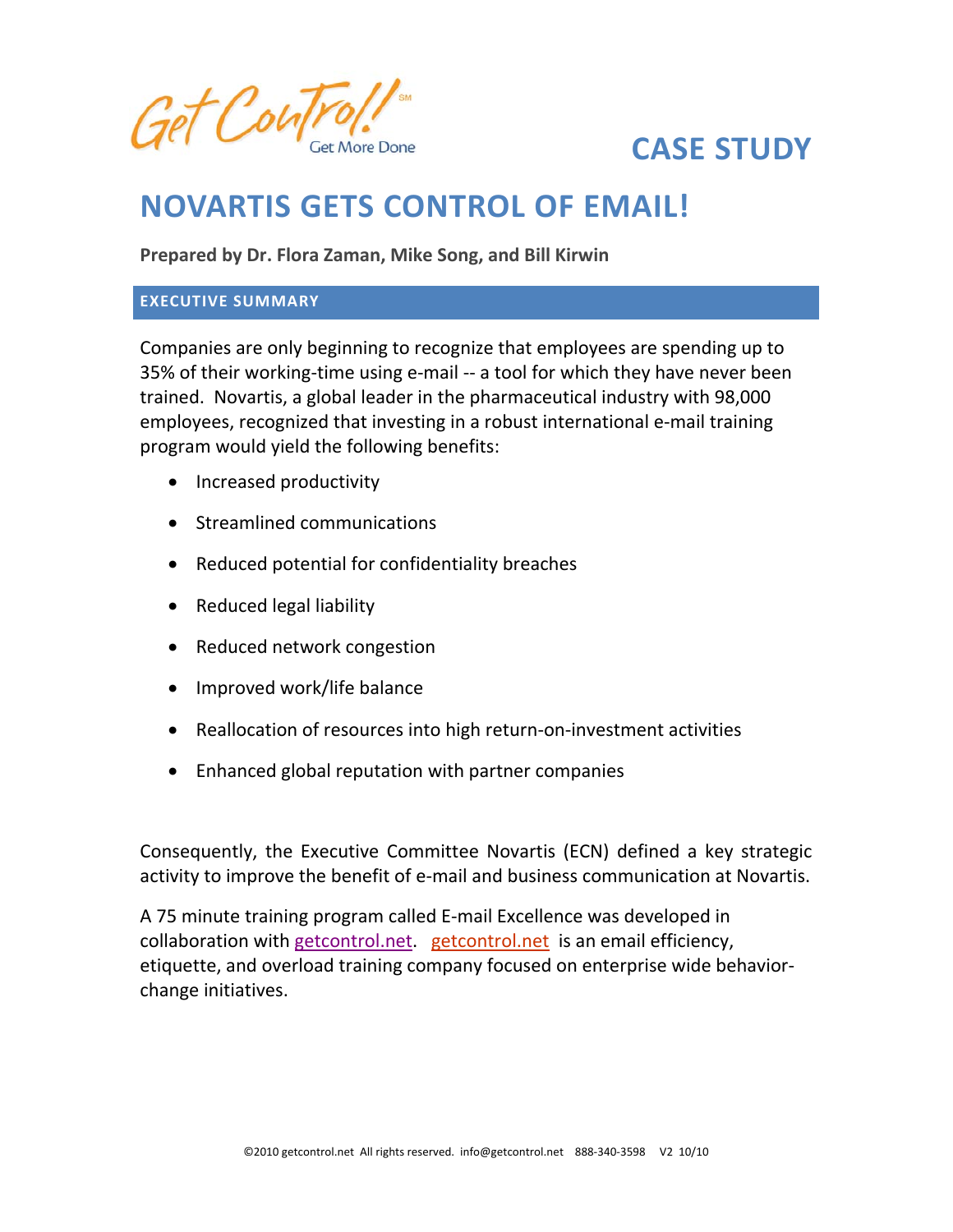Get Control! SM
Get More Done

**CASE STUDY**

# NOVARTIS GETS CONTROL OF EMAIL!

**Prepared by Dr. Flora Zaman, Mike Song, and Bill Kirwin**

## EXECUTIVE SUMMARY

Companies are only beginning to recognize that employees are spending up to 35% of their working-time using e-mail -- a tool for which they have never been trained. Novartis, a global leader in the pharmaceutical industry with 98,000 employees, recognized that investing in a robust international e-mail training program would yield the following benefits:

- Increased productivity
- Streamlined communications
- Reduced potential for confidentiality breaches
- Reduced legal liability
- Reduced network congestion
- Improved work/life balance
- Reallocation of resources into high return-on-investment activities
- Enhanced global reputation with partner companies

Consequently, the Executive Committee Novartis (ECN) defined a key strategic activity to improve the benefit of e-mail and business communication at Novartis.

A 75 minute training program called E-mail Excellence was developed in collaboration with getcontrol.net. getcontrol.net is an email efficiency, etiquette, and overload training company focused on enterprise wide behavior-change initiatives.

©2010 getcontrol.net All rights reserved. info@getcontrol.net 888-340-3598 V2 10/10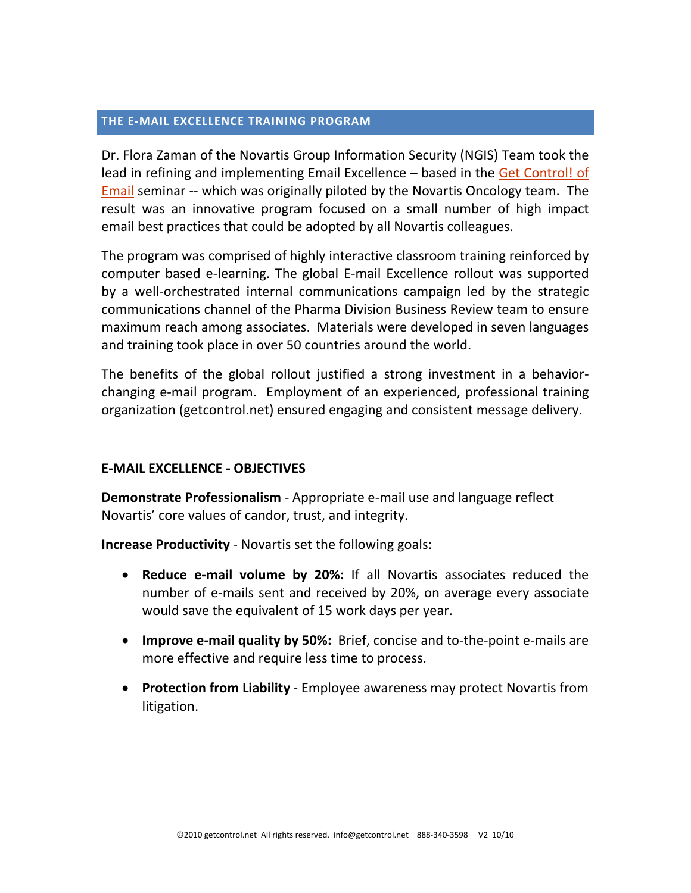## THE E-MAIL EXCELLENCE TRAINING PROGRAM

Dr. Flora Zaman of the Novartis Group Information Security (NGIS) Team took the lead in refining and implementing Email Excellence – based in the Get Control! of Email seminar -- which was originally piloted by the Novartis Oncology team. The result was an innovative program focused on a small number of high impact email best practices that could be adopted by all Novartis colleagues.

The program was comprised of highly interactive classroom training reinforced by computer based e-learning. The global E-mail Excellence rollout was supported by a well-orchestrated internal communications campaign led by the strategic communications channel of the Pharma Division Business Review team to ensure maximum reach among associates. Materials were developed in seven languages and training took place in over 50 countries around the world.

The benefits of the global rollout justified a strong investment in a behavior-changing e-mail program. Employment of an experienced, professional training organization (getcontrol.net) ensured engaging and consistent message delivery.

### E-MAIL EXCELLENCE - OBJECTIVES

**Demonstrate Professionalism** - Appropriate e-mail use and language reflect Novartis' core values of candor, trust, and integrity.

**Increase Productivity** - Novartis set the following goals:

- **Reduce e-mail volume by 20%:** If all Novartis associates reduced the number of e-mails sent and received by 20%, on average every associate would save the equivalent of 15 work days per year.
- **Improve e-mail quality by 50%:** Brief, concise and to-the-point e-mails are more effective and require less time to process.
- **Protection from Liability** - Employee awareness may protect Novartis from litigation.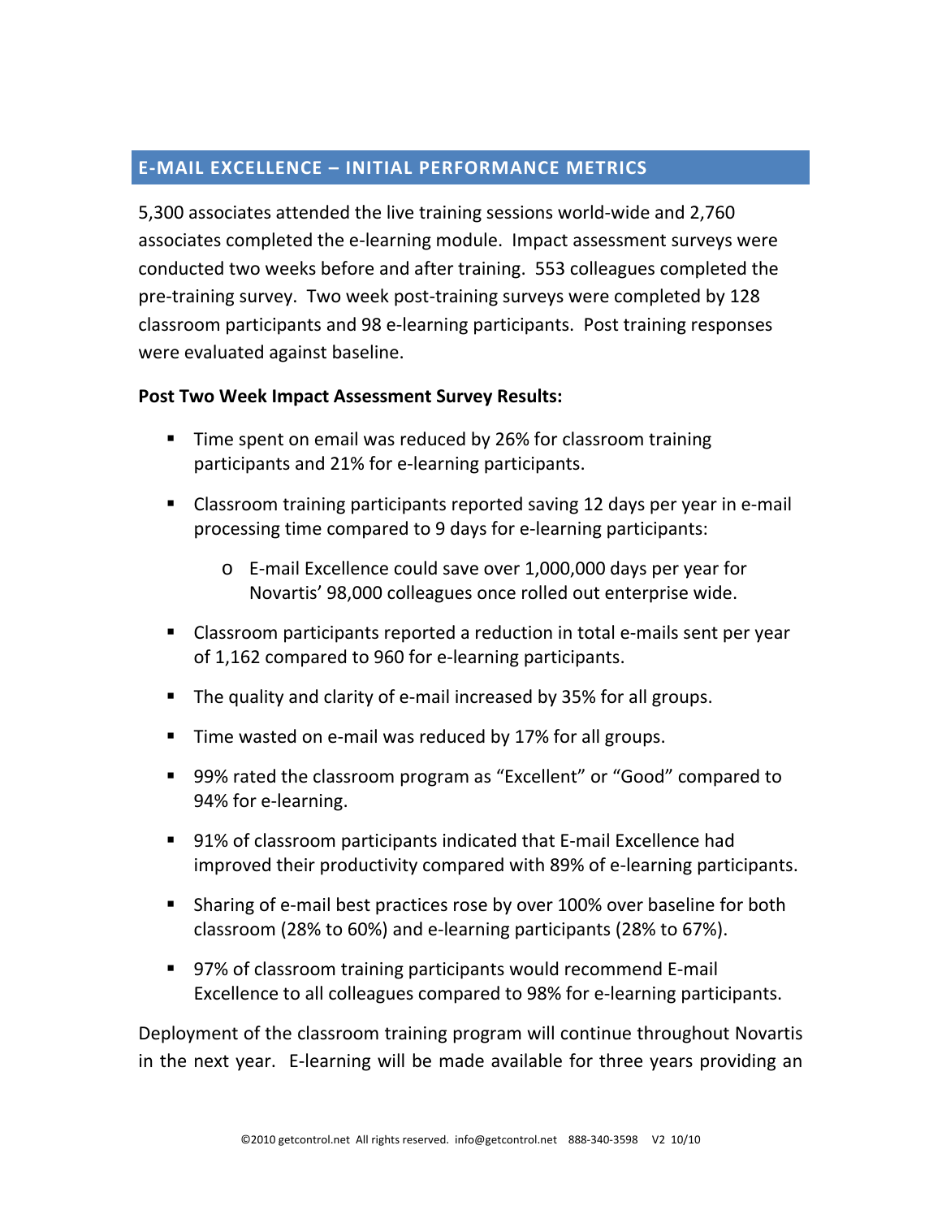## E-MAIL EXCELLENCE – INITIAL PERFORMANCE METRICS

5,300 associates attended the live training sessions world-wide and 2,760 associates completed the e-learning module. Impact assessment surveys were conducted two weeks before and after training. 553 colleagues completed the pre-training survey. Two week post-training surveys were completed by 128 classroom participants and 98 e-learning participants. Post training responses were evaluated against baseline.

**Post Two Week Impact Assessment Survey Results:**

- Time spent on email was reduced by 26% for classroom training participants and 21% for e-learning participants.
- Classroom training participants reported saving 12 days per year in e-mail processing time compared to 9 days for e-learning participants:
  - E-mail Excellence could save over 1,000,000 days per year for Novartis' 98,000 colleagues once rolled out enterprise wide.
- Classroom participants reported a reduction in total e-mails sent per year of 1,162 compared to 960 for e-learning participants.
- The quality and clarity of e-mail increased by 35% for all groups.
- Time wasted on e-mail was reduced by 17% for all groups.
- 99% rated the classroom program as "Excellent" or "Good" compared to 94% for e-learning.
- 91% of classroom participants indicated that E-mail Excellence had improved their productivity compared with 89% of e-learning participants.
- Sharing of e-mail best practices rose by over 100% over baseline for both classroom (28% to 60%) and e-learning participants (28% to 67%).
- 97% of classroom training participants would recommend E-mail Excellence to all colleagues compared to 98% for e-learning participants.

Deployment of the classroom training program will continue throughout Novartis in the next year. E-learning will be made available for three years providing an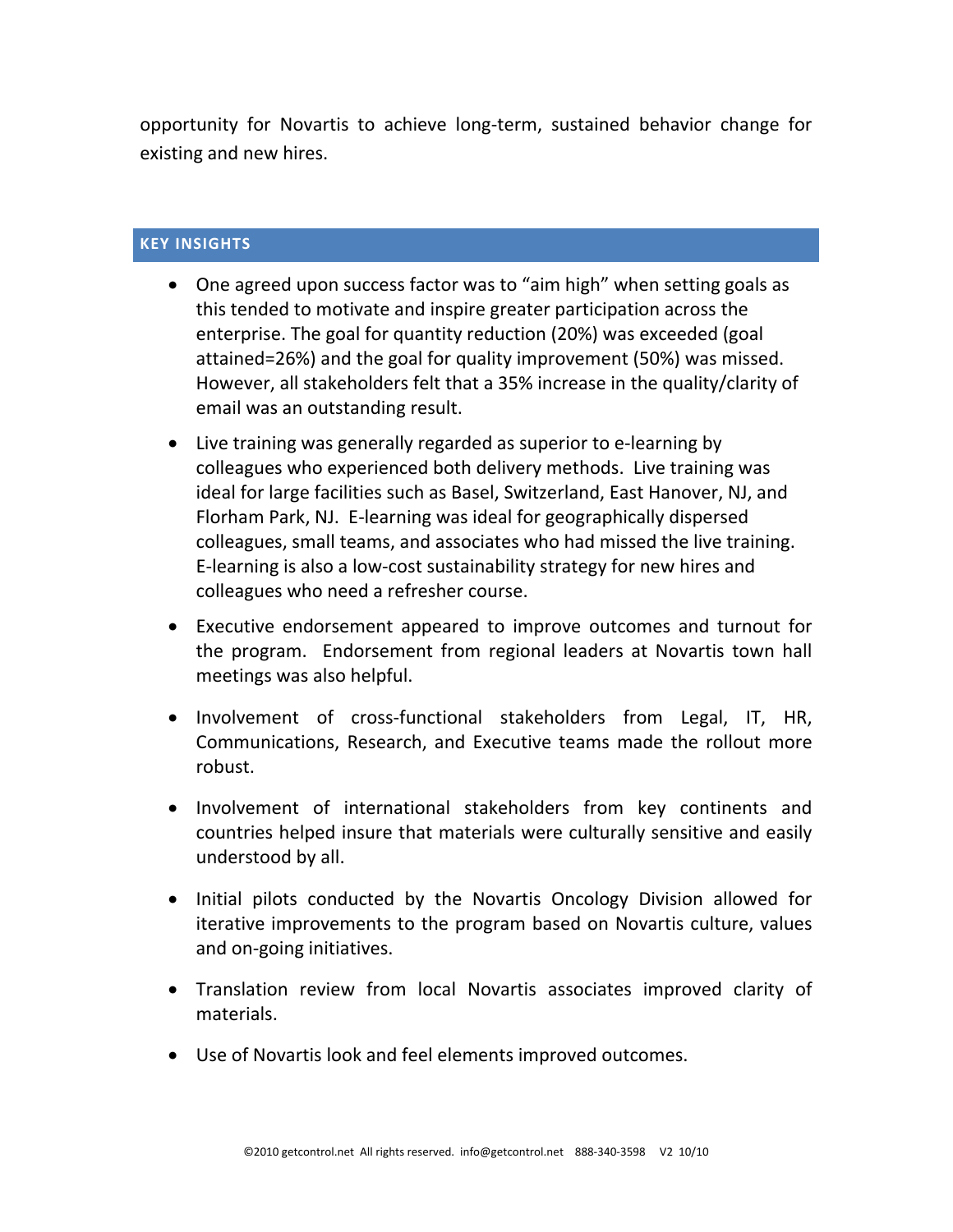opportunity for Novartis to achieve long-term, sustained behavior change for existing and new hires.

## KEY INSIGHTS

- One agreed upon success factor was to "aim high" when setting goals as this tended to motivate and inspire greater participation across the enterprise. The goal for quantity reduction (20%) was exceeded (goal attained=26%) and the goal for quality improvement (50%) was missed. However, all stakeholders felt that a 35% increase in the quality/clarity of email was an outstanding result.
- Live training was generally regarded as superior to e-learning by colleagues who experienced both delivery methods. Live training was ideal for large facilities such as Basel, Switzerland, East Hanover, NJ, and Florham Park, NJ. E-learning was ideal for geographically dispersed colleagues, small teams, and associates who had missed the live training. E-learning is also a low-cost sustainability strategy for new hires and colleagues who need a refresher course.
- Executive endorsement appeared to improve outcomes and turnout for the program. Endorsement from regional leaders at Novartis town hall meetings was also helpful.
- Involvement of cross-functional stakeholders from Legal, IT, HR, Communications, Research, and Executive teams made the rollout more robust.
- Involvement of international stakeholders from key continents and countries helped insure that materials were culturally sensitive and easily understood by all.
- Initial pilots conducted by the Novartis Oncology Division allowed for iterative improvements to the program based on Novartis culture, values and on-going initiatives.
- Translation review from local Novartis associates improved clarity of materials.
- Use of Novartis look and feel elements improved outcomes.